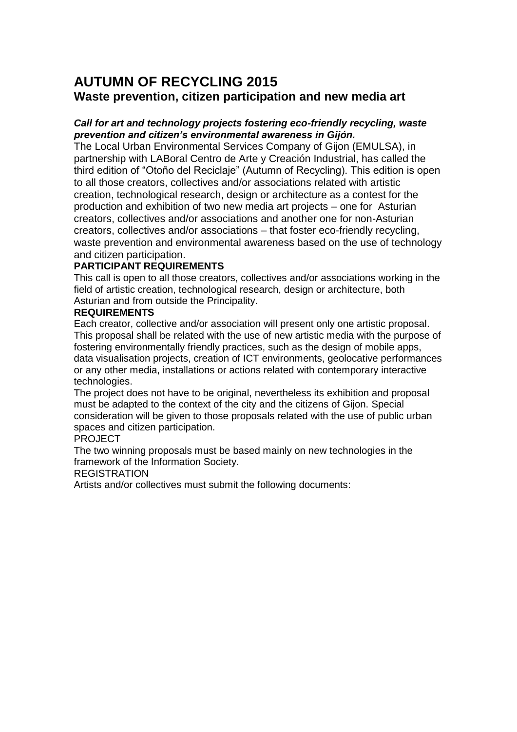# AUTUMN OF RECYCLING 2015

## Waste prevention, citizen participation and new media art

***Call for art and technology projects fostering eco-friendly recycling, waste prevention and citizen's environmental awareness in Gijón.***

The Local Urban Environmental Services Company of Gijon (EMULSA), in partnership with LABoral Centro de Arte y Creación Industrial, has called the third edition of "Otoño del Reciclaje" (Autumn of Recycling). This edition is open to all those creators, collectives and/or associations related with artistic creation, technological research, design or architecture as a contest for the production and exhibition of two new media art projects – one for Asturian creators, collectives and/or associations and another one for non-Asturian creators, collectives and/or associations – that foster eco-friendly recycling, waste prevention and environmental awareness based on the use of technology and citizen participation.

**PARTICIPANT REQUIREMENTS**

This call is open to all those creators, collectives and/or associations working in the field of artistic creation, technological research, design or architecture, both Asturian and from outside the Principality.

**REQUIREMENTS**

Each creator, collective and/or association will present only one artistic proposal. This proposal shall be related with the use of new artistic media with the purpose of fostering environmentally friendly practices, such as the design of mobile apps, data visualisation projects, creation of ICT environments, geolocative performances or any other media, installations or actions related with contemporary interactive technologies.

The project does not have to be original, nevertheless its exhibition and proposal must be adapted to the context of the city and the citizens of Gijon. Special consideration will be given to those proposals related with the use of public urban spaces and citizen participation.

PROJECT

The two winning proposals must be based mainly on new technologies in the framework of the Information Society.

REGISTRATION

Artists and/or collectives must submit the following documents: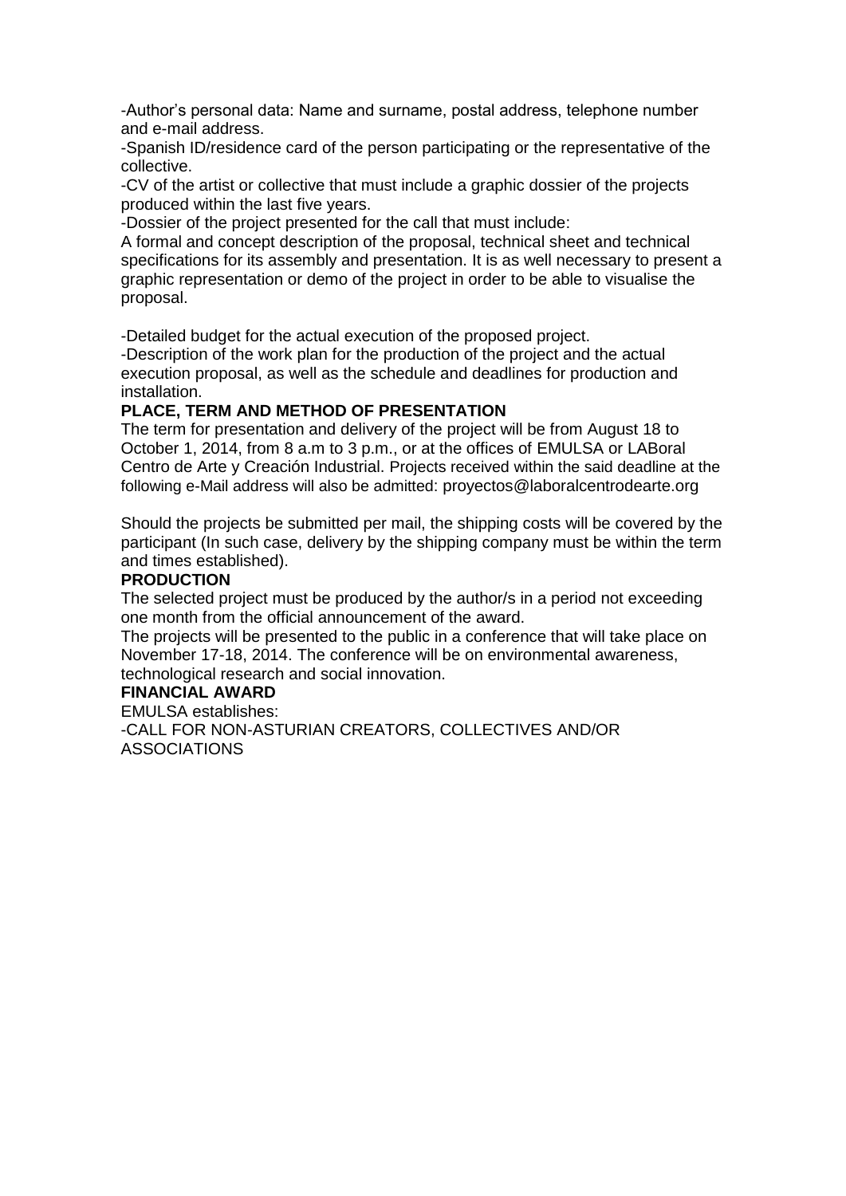-Author's personal data: Name and surname, postal address, telephone number and e-mail address.

-Spanish ID/residence card of the person participating or the representative of the collective.

-CV of the artist or collective that must include a graphic dossier of the projects produced within the last five years.

-Dossier of the project presented for the call that must include:

A formal and concept description of the proposal, technical sheet and technical specifications for its assembly and presentation. It is as well necessary to present a graphic representation or demo of the project in order to be able to visualise the proposal.

-Detailed budget for the actual execution of the proposed project.

-Description of the work plan for the production of the project and the actual execution proposal, as well as the schedule and deadlines for production and installation.

**PLACE, TERM AND METHOD OF PRESENTATION**

The term for presentation and delivery of the project will be from August 18 to October 1, 2014, from 8 a.m to 3 p.m., or at the offices of EMULSA or LABoral Centro de Arte y Creación Industrial. Projects received within the said deadline at the following e-Mail address will also be admitted: proyectos@laboralcentrodearte.org

Should the projects be submitted per mail, the shipping costs will be covered by the participant (In such case, delivery by the shipping company must be within the term and times established).

**PRODUCTION**

The selected project must be produced by the author/s in a period not exceeding one month from the official announcement of the award.

The projects will be presented to the public in a conference that will take place on November 17-18, 2014. The conference will be on environmental awareness, technological research and social innovation.

**FINANCIAL AWARD**

EMULSA establishes:

-CALL FOR NON-ASTURIAN CREATORS, COLLECTIVES AND/OR ASSOCIATIONS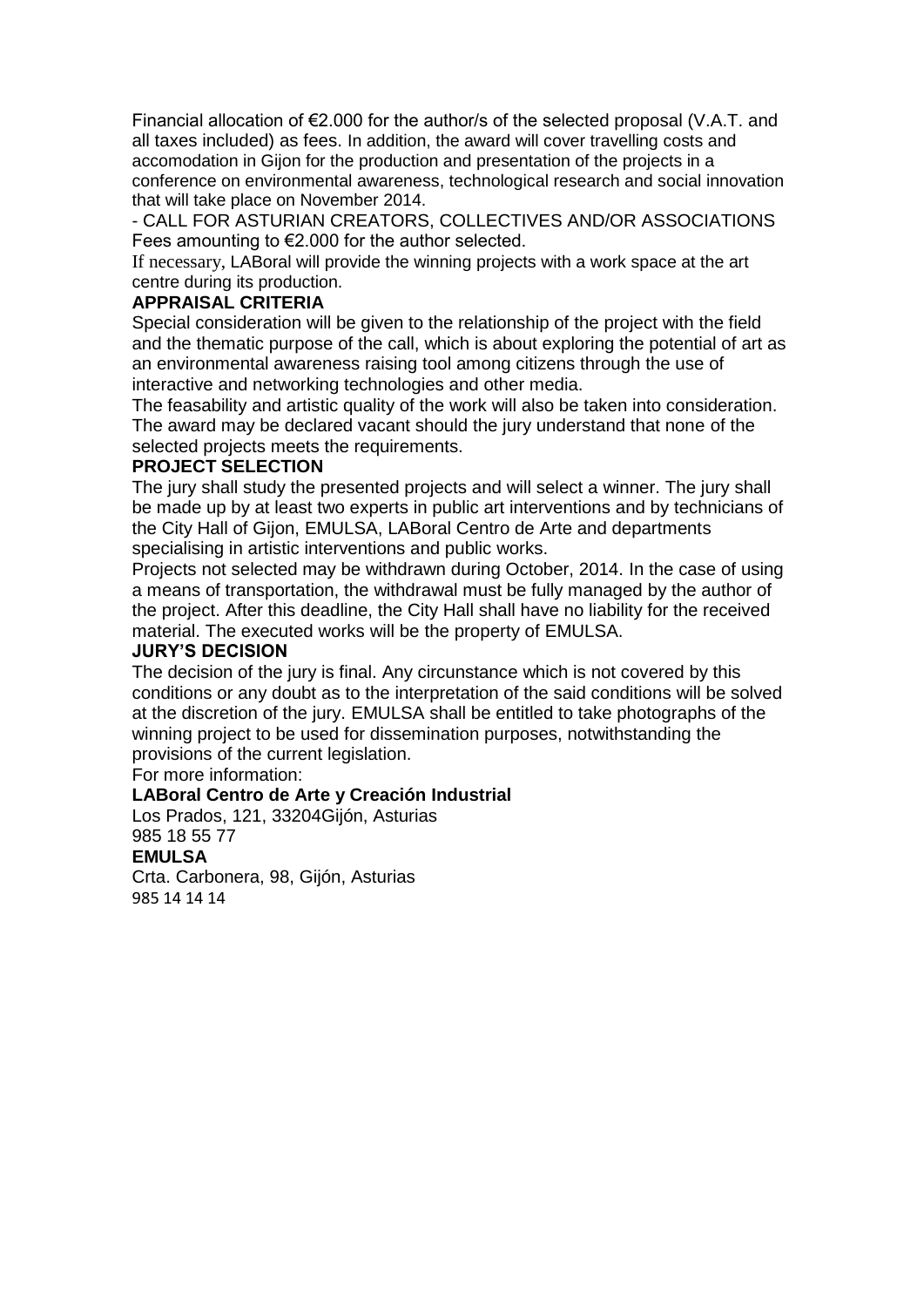Financial allocation of €2.000 for the author/s of the selected proposal (V.A.T. and all taxes included) as fees. In addition, the award will cover travelling costs and accomodation in Gijon for the production and presentation of the projects in a conference on environmental awareness, technological research and social innovation that will take place on November 2014.

- CALL FOR ASTURIAN CREATORS, COLLECTIVES AND/OR ASSOCIATIONS

Fees amounting to €2.000 for the author selected.

If necessary, LABoral will provide the winning projects with a work space at the art centre during its production.

**APPRAISAL CRITERIA**

Special consideration will be given to the relationship of the project with the field and the thematic purpose of the call, which is about exploring the potential of art as an environmental awareness raising tool among citizens through the use of interactive and networking technologies and other media.

The feasability and artistic quality of the work will also be taken into consideration.

The award may be declared vacant should the jury understand that none of the selected projects meets the requirements.

**PROJECT SELECTION**

The jury shall study the presented projects and will select a winner. The jury shall be made up by at least two experts in public art interventions and by technicians of the City Hall of Gijon, EMULSA, LABoral Centro de Arte and departments specialising in artistic interventions and public works.

Projects not selected may be withdrawn during October, 2014. In the case of using a means of transportation, the withdrawal must be fully managed by the author of the project. After this deadline, the City Hall shall have no liability for the received material. The executed works will be the property of EMULSA.

**JURY'S DECISION**

The decision of the jury is final. Any circunstance which is not covered by this conditions or any doubt as to the interpretation of the said conditions will be solved at the discretion of the jury. EMULSA shall be entitled to take photographs of the winning project to be used for dissemination purposes, notwithstanding the provisions of the current legislation.

For more information:

**LABoral Centro de Arte y Creación Industrial**

Los Prados, 121, 33204Gijón, Asturias

985 18 55 77

**EMULSA**

Crta. Carbonera, 98, Gijón, Asturias

985 14 14 14